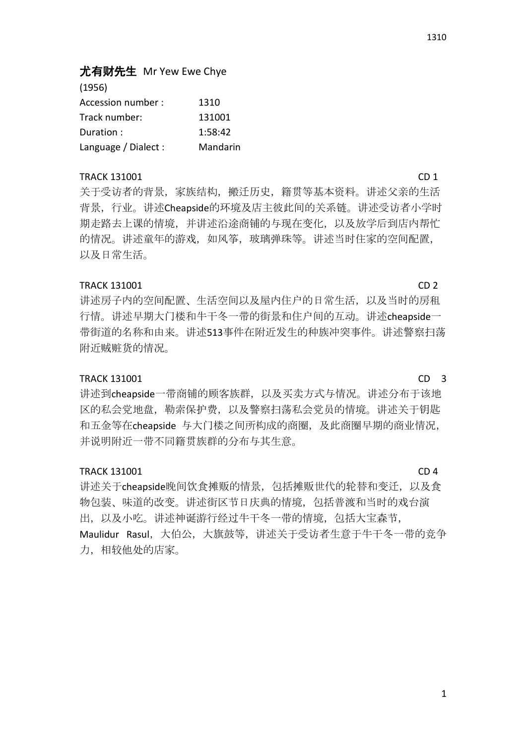**尤有财先生** Mr Yew Ewe Chye

(1956)

| | |
|---|---|
| Accession number : | 1310 |
| Track number: | 131001 |
| Duration : | 1:58:42 |
| Language / Dialect : | Mandarin |

TRACK 131001 CD 1

关于受访者的背景，家族结构，搬迁历史，籍贯等基本资料。讲述父亲的生活背景，行业。讲述Cheapside的环境及店主彼此间的关系链。讲述受访者小学时期走路去上课的情境，并讲述沿途商铺的与现在变化，以及放学后到店内帮忙的情况。讲述童年的游戏，如风筝，玻璃弹珠等。讲述当时住家的空间配置，以及日常生活。

TRACK 131001 CD 2

讲述房子内的空间配置、生活空间以及屋内住户的日常生活，以及当时的房租行情。讲述早期大门楼和牛干冬一带的街景和住户间的互动。讲述cheapside一带街道的名称和由来。讲述513事件在附近发生的种族冲突事件。讲述警察扫荡附近贼赃货的情况。

TRACK 131001 CD 3

讲述到cheapside一带商铺的顾客族群，以及买卖方式与情况。讲述分布于该地区的私会党地盘，勒索保护费，以及警察扫荡私会党员的情境。讲述关于钥匙和五金等在cheapside 与大门楼之间所构成的商圈，及此商圈早期的商业情况，并说明附近一带不同籍贯族群的分布与其生意。

TRACK 131001 CD 4

讲述关于cheapside晚间饮食摊贩的情景，包括摊贩世代的轮替和变迁，以及食物包装、味道的改变。讲述街区节日庆典的情境，包括普渡和当时的戏台演出，以及小吃。讲述神诞游行经过牛干冬一带的情境，包括大宝森节，Maulidur Rasul，大伯公，大旗鼓等，讲述关于受访者生意于牛干冬一带的竞争力，相较他处的店家。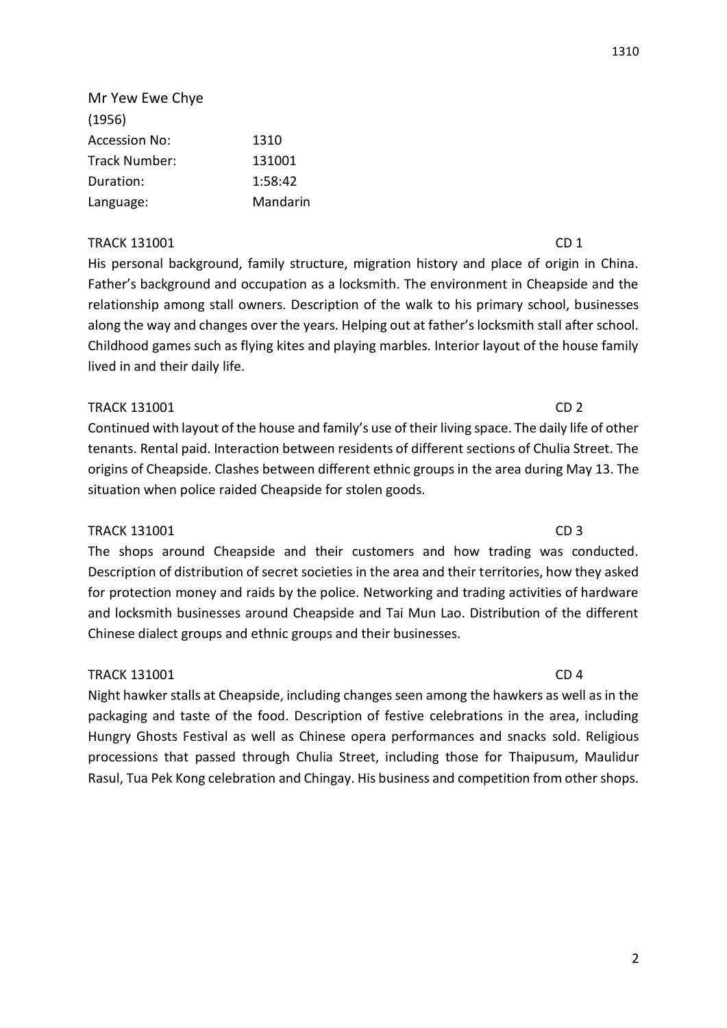Mr Yew Ewe Chye
(1956)

| | |
|---|---|
| Accession No: | 1310 |
| Track Number: | 131001 |
| Duration: | 1:58:42 |
| Language: | Mandarin |

TRACK 131001 CD 1

His personal background, family structure, migration history and place of origin in China. Father's background and occupation as a locksmith. The environment in Cheapside and the relationship among stall owners. Description of the walk to his primary school, businesses along the way and changes over the years. Helping out at father's locksmith stall after school. Childhood games such as flying kites and playing marbles. Interior layout of the house family lived in and their daily life.

TRACK 131001 CD 2

Continued with layout of the house and family's use of their living space. The daily life of other tenants. Rental paid. Interaction between residents of different sections of Chulia Street. The origins of Cheapside. Clashes between different ethnic groups in the area during May 13. The situation when police raided Cheapside for stolen goods.

TRACK 131001 CD 3

The shops around Cheapside and their customers and how trading was conducted. Description of distribution of secret societies in the area and their territories, how they asked for protection money and raids by the police. Networking and trading activities of hardware and locksmith businesses around Cheapside and Tai Mun Lao. Distribution of the different Chinese dialect groups and ethnic groups and their businesses.

TRACK 131001 CD 4

Night hawker stalls at Cheapside, including changes seen among the hawkers as well as in the packaging and taste of the food. Description of festive celebrations in the area, including Hungry Ghosts Festival as well as Chinese opera performances and snacks sold. Religious processions that passed through Chulia Street, including those for Thaipusum, Maulidur Rasul, Tua Pek Kong celebration and Chingay. His business and competition from other shops.